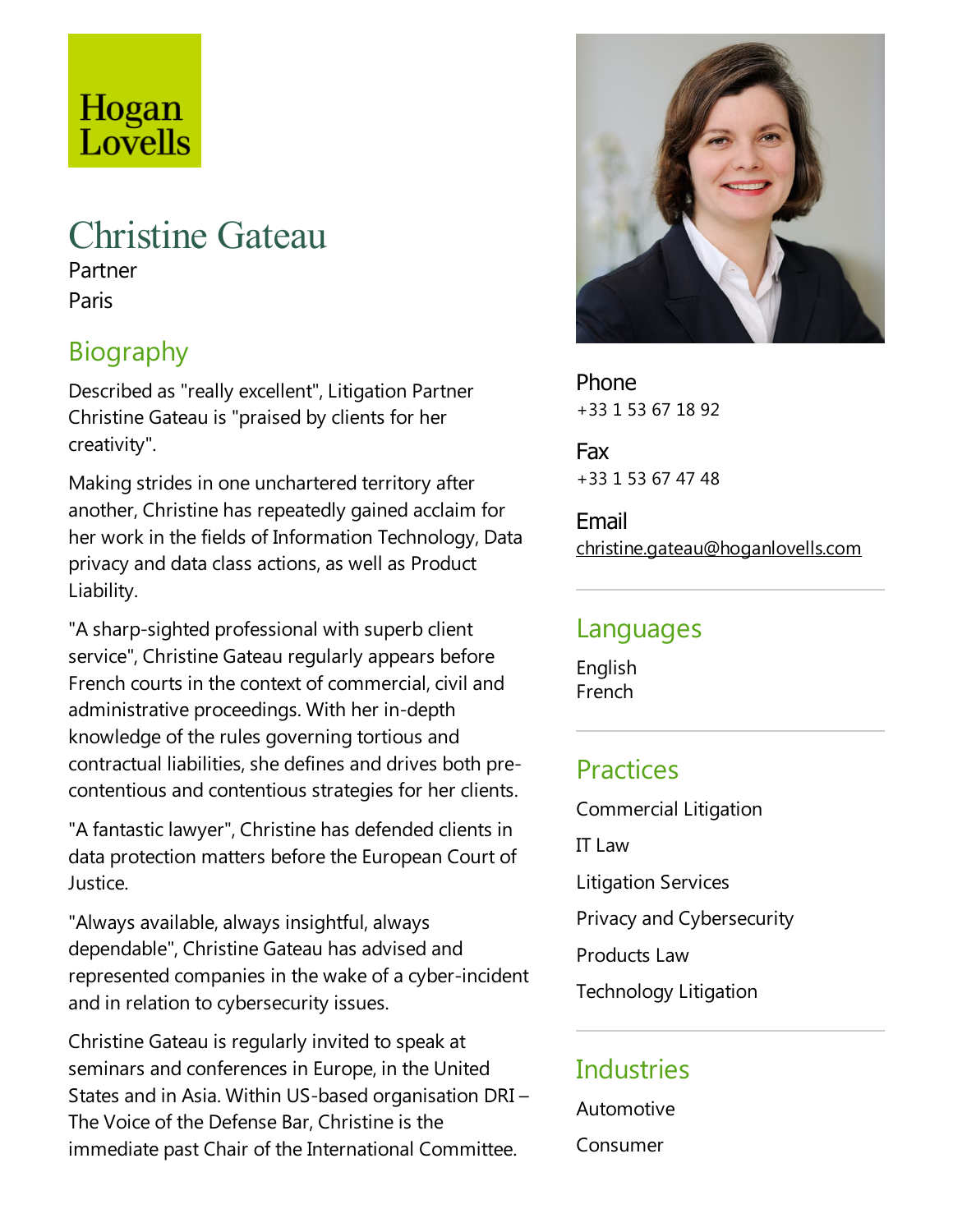Hogan Lovells

# Christine Gateau

Partner

Paris

## Biography

Described as "really excellent", Litigation Partner Christine Gateau is "praised by clients for her creativity".

Making strides in one unchartered territory after another, Christine has repeatedly gained acclaim for her work in the fields of Information Technology, Data privacy and data class actions, as well as Product Liability.

"A sharp-sighted professional with superb client service", Christine Gateau regularly appears before French courts in the context of commercial, civil and administrative proceedings. With her in-depth knowledge of the rules governing tortious and contractual liabilities, she defines and drives both pre-contentious and contentious strategies for her clients.

"A fantastic lawyer", Christine has defended clients in data protection matters before the European Court of Justice.

"Always available, always insightful, always dependable", Christine Gateau has advised and represented companies in the wake of a cyber-incident and in relation to cybersecurity issues.

Christine Gateau is regularly invited to speak at seminars and conferences in Europe, in the United States and in Asia. Within US-based organisation DRI – The Voice of the Defense Bar, Christine is the immediate past Chair of the International Committee.

**Phone**

+33 1 53 67 18 92

**Fax**

+33 1 53 67 47 48

**Email**

christine.gateau@hoganlovells.com

## Languages

English

French

## Practices

Commercial Litigation

IT Law

Litigation Services

Privacy and Cybersecurity

Products Law

Technology Litigation

## Industries

Automotive

Consumer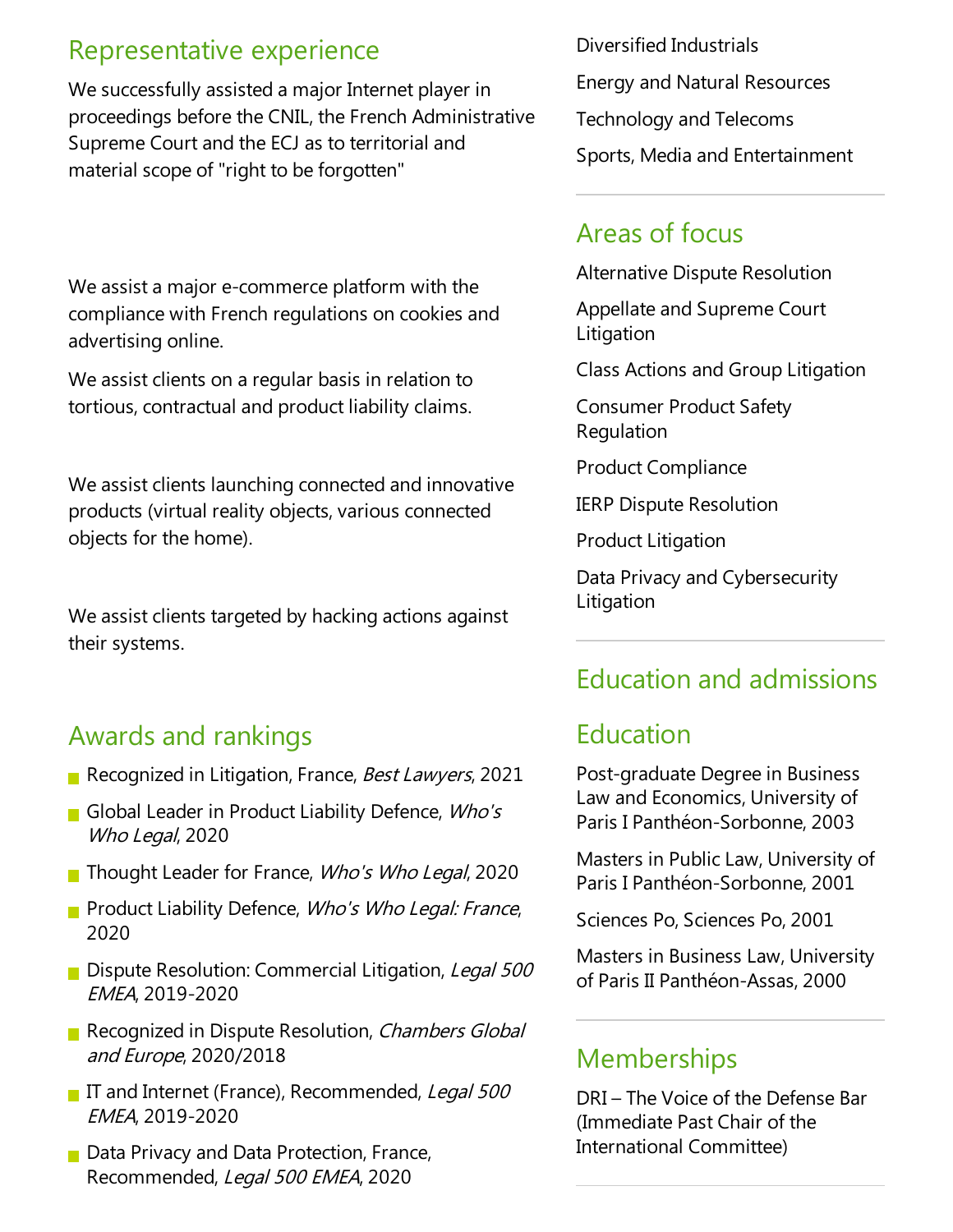## Representative experience

We successfully assisted a major Internet player in proceedings before the CNIL, the French Administrative Supreme Court and the ECJ as to territorial and material scope of "right to be forgotten"

We assist a major e-commerce platform with the compliance with French regulations on cookies and advertising online.

We assist clients on a regular basis in relation to tortious, contractual and product liability claims.

We assist clients launching connected and innovative products (virtual reality objects, various connected objects for the home).

We assist clients targeted by hacking actions against their systems.

## Awards and rankings

- Recognized in Litigation, France, *Best Lawyers*, 2021
- Global Leader in Product Liability Defence, *Who's Who Legal*, 2020
- Thought Leader for France, *Who's Who Legal*, 2020
- Product Liability Defence, *Who's Who Legal: France*, 2020
- Dispute Resolution: Commercial Litigation, *Legal 500 EMEA*, 2019-2020
- Recognized in Dispute Resolution, *Chambers Global and Europe*, 2020/2018
- IT and Internet (France), Recommended, *Legal 500 EMEA*, 2019-2020
- Data Privacy and Data Protection, France, Recommended, *Legal 500 EMEA*, 2020

Diversified Industrials

Energy and Natural Resources

Technology and Telecoms

Sports, Media and Entertainment

## Areas of focus

Alternative Dispute Resolution

Appellate and Supreme Court Litigation

Class Actions and Group Litigation

Consumer Product Safety Regulation

Product Compliance

IERP Dispute Resolution

Product Litigation

Data Privacy and Cybersecurity Litigation

## Education and admissions

## Education

Post-graduate Degree in Business Law and Economics, University of Paris I Panthéon-Sorbonne, 2003

Masters in Public Law, University of Paris I Panthéon-Sorbonne, 2001

Sciences Po, Sciences Po, 2001

Masters in Business Law, University of Paris II Panthéon-Assas, 2000

## Memberships

DRI – The Voice of the Defense Bar (Immediate Past Chair of the International Committee)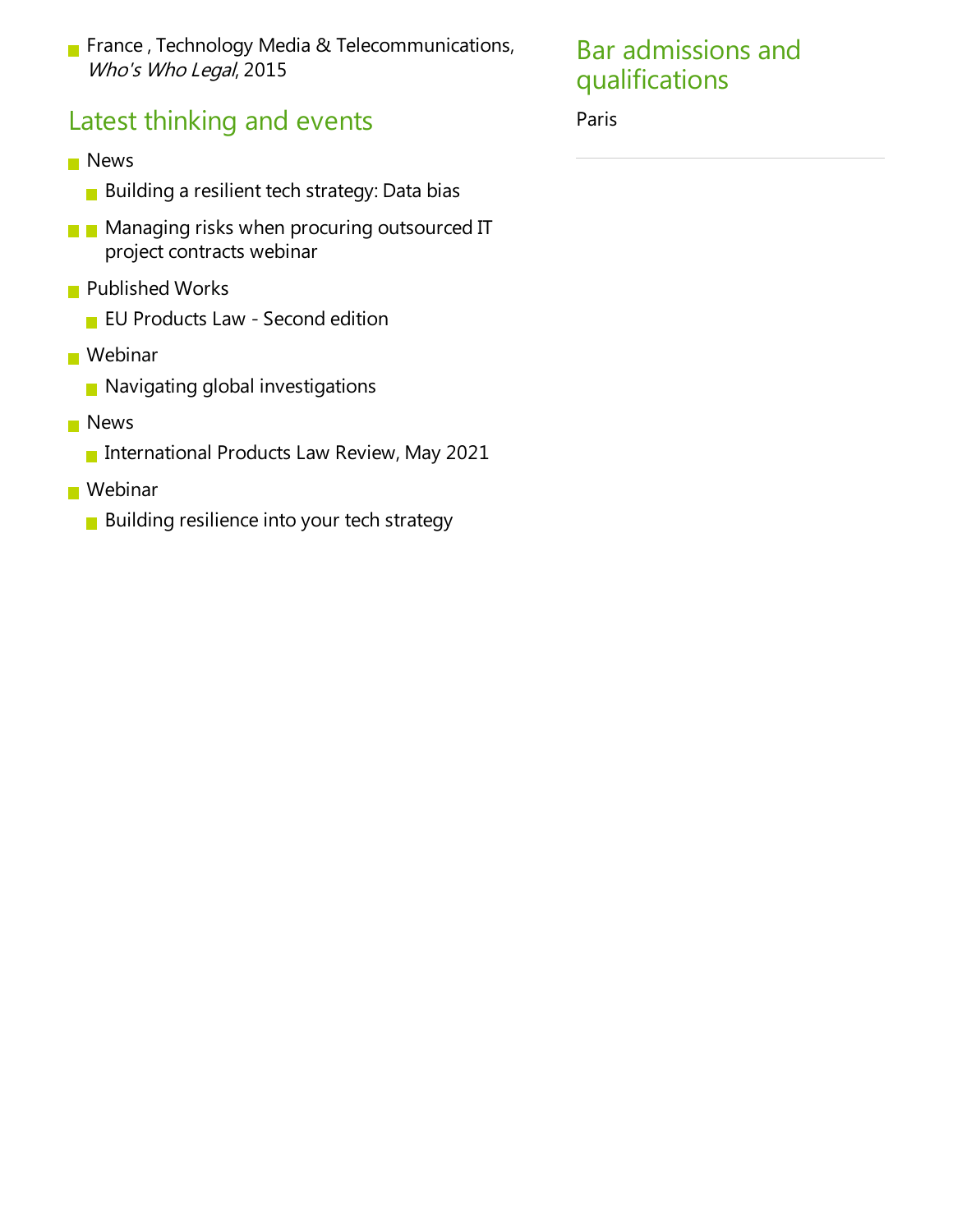- France , Technology Media & Telecommunications, *Who's Who Legal*, 2015

## Latest thinking and events

- News
  - Building a resilient tech strategy: Data bias
- - Managing risks when procuring outsourced IT project contracts webinar
- Published Works
  - EU Products Law - Second edition
- Webinar
  - Navigating global investigations
- News
  - International Products Law Review, May 2021
- Webinar
  - Building resilience into your tech strategy

## Bar admissions and qualifications

Paris